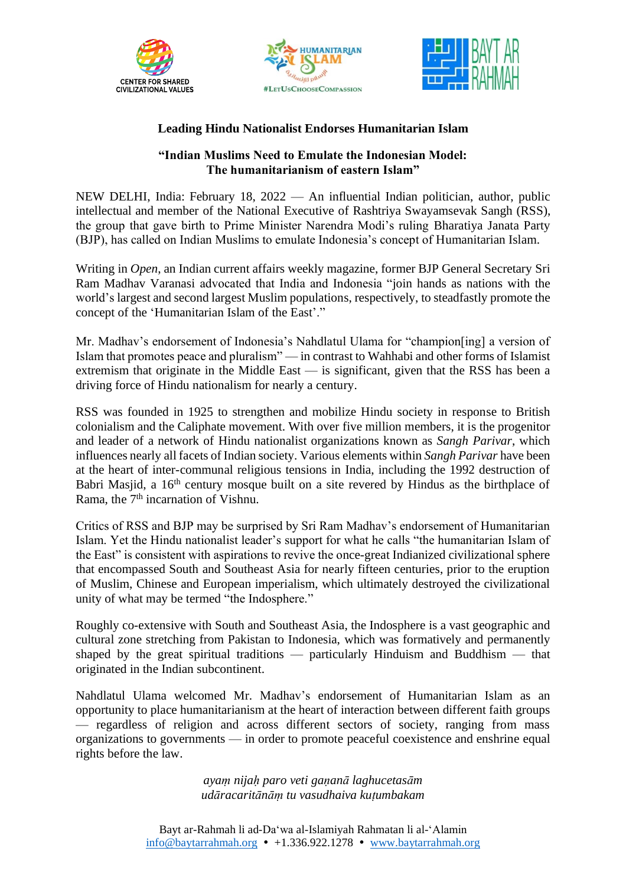CENTER FOR SHARED CIVILIZATIONAL VALUES

HUMANITARIAN ISLAM #LetUsChooseCompassion

BAYT AR RAHMAH

## Leading Hindu Nationalist Endorses Humanitarian Islam

### "Indian Muslims Need to Emulate the Indonesian Model: The humanitarianism of eastern Islam"

NEW DELHI, India: February 18, 2022 — An influential Indian politician, author, public intellectual and member of the National Executive of Rashtriya Swayamsevak Sangh (RSS), the group that gave birth to Prime Minister Narendra Modi's ruling Bharatiya Janata Party (BJP), has called on Indian Muslims to emulate Indonesia's concept of Humanitarian Islam.

Writing in *Open*, an Indian current affairs weekly magazine, former BJP General Secretary Sri Ram Madhav Varanasi advocated that India and Indonesia "join hands as nations with the world's largest and second largest Muslim populations, respectively, to steadfastly promote the concept of the 'Humanitarian Islam of the East'."

Mr. Madhav's endorsement of Indonesia's Nahdlatul Ulama for "champion[ing] a version of Islam that promotes peace and pluralism" — in contrast to Wahhabi and other forms of Islamist extremism that originate in the Middle East — is significant, given that the RSS has been a driving force of Hindu nationalism for nearly a century.

RSS was founded in 1925 to strengthen and mobilize Hindu society in response to British colonialism and the Caliphate movement. With over five million members, it is the progenitor and leader of a network of Hindu nationalist organizations known as *Sangh Parivar*, which influences nearly all facets of Indian society. Various elements within *Sangh Parivar* have been at the heart of inter-communal religious tensions in India, including the 1992 destruction of Babri Masjid, a 16th century mosque built on a site revered by Hindus as the birthplace of Rama, the 7th incarnation of Vishnu.

Critics of RSS and BJP may be surprised by Sri Ram Madhav's endorsement of Humanitarian Islam. Yet the Hindu nationalist leader's support for what he calls "the humanitarian Islam of the East" is consistent with aspirations to revive the once-great Indianized civilizational sphere that encompassed South and Southeast Asia for nearly fifteen centuries, prior to the eruption of Muslim, Chinese and European imperialism, which ultimately destroyed the civilizational unity of what may be termed "the Indosphere."

Roughly co-extensive with South and Southeast Asia, the Indosphere is a vast geographic and cultural zone stretching from Pakistan to Indonesia, which was formatively and permanently shaped by the great spiritual traditions — particularly Hinduism and Buddhism — that originated in the Indian subcontinent.

Nahdlatul Ulama welcomed Mr. Madhav's endorsement of Humanitarian Islam as an opportunity to place humanitarianism at the heart of interaction between different faith groups — regardless of religion and across different sectors of society, ranging from mass organizations to governments — in order to promote peaceful coexistence and enshrine equal rights before the law.

*ayaṃ nijaḥ paro veti gaṇanā laghucetasām*
*udāracaritānāṃ tu vasudhaiva kuṭumbakam*

Bayt ar-Rahmah li ad-Da'wa al-Islamiyah Rahmatan li al-'Alamin
info@baytarrahmah.org • +1.336.922.1278 • www.baytarrahmah.org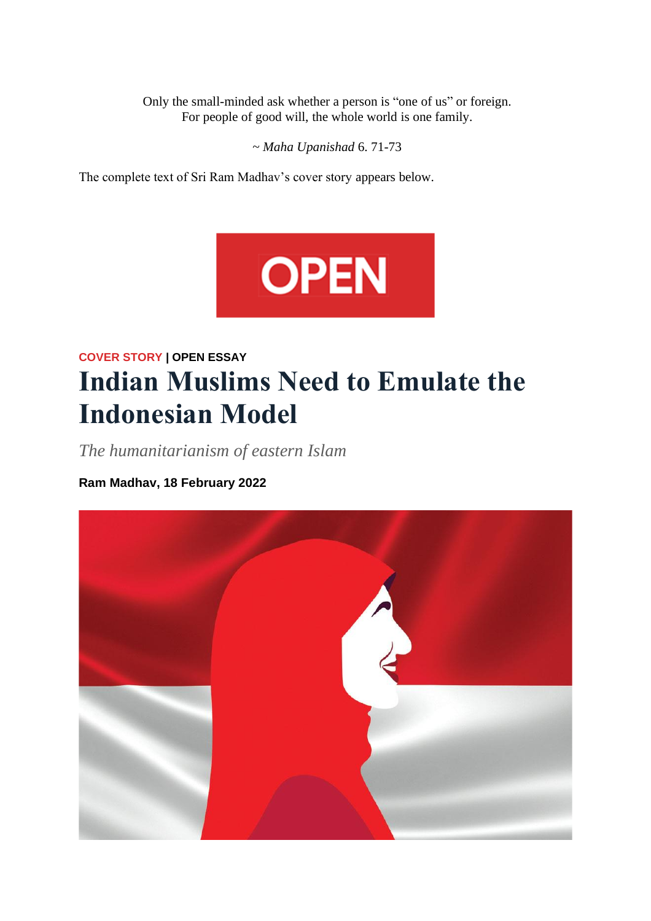Only the small-minded ask whether a person is "one of us" or foreign.
For people of good will, the whole world is one family.

~ *Maha Upanishad* 6. 71-73

The complete text of Sri Ram Madhav's cover story appears below.

OPEN

**COVER STORY | OPEN ESSAY**

# Indian Muslims Need to Emulate the Indonesian Model

*The humanitarianism of eastern Islam*

**Ram Madhav, 18 February 2022**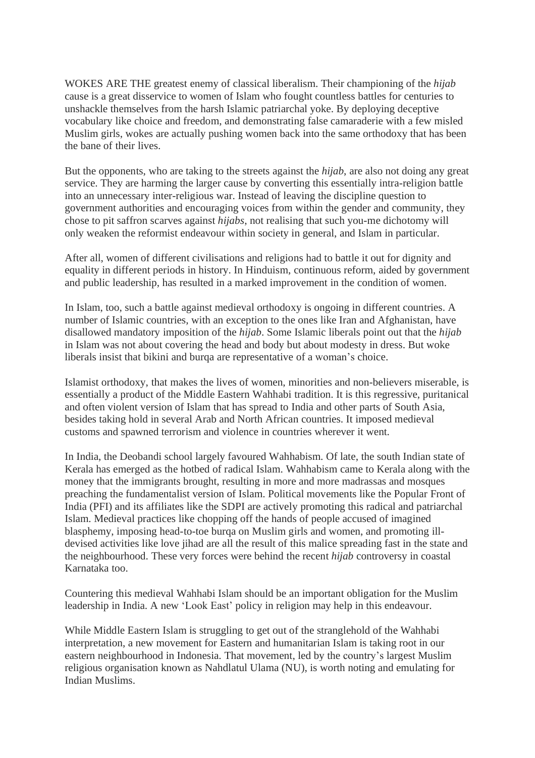WOKES ARE THE greatest enemy of classical liberalism. Their championing of the *hijab* cause is a great disservice to women of Islam who fought countless battles for centuries to unshackle themselves from the harsh Islamic patriarchal yoke. By deploying deceptive vocabulary like choice and freedom, and demonstrating false camaraderie with a few misled Muslim girls, wokes are actually pushing women back into the same orthodoxy that has been the bane of their lives.

But the opponents, who are taking to the streets against the *hijab*, are also not doing any great service. They are harming the larger cause by converting this essentially intra-religion battle into an unnecessary inter-religious war. Instead of leaving the discipline question to government authorities and encouraging voices from within the gender and community, they chose to pit saffron scarves against *hijabs*, not realising that such you-me dichotomy will only weaken the reformist endeavour within society in general, and Islam in particular.

After all, women of different civilisations and religions had to battle it out for dignity and equality in different periods in history. In Hinduism, continuous reform, aided by government and public leadership, has resulted in a marked improvement in the condition of women.

In Islam, too, such a battle against medieval orthodoxy is ongoing in different countries. A number of Islamic countries, with an exception to the ones like Iran and Afghanistan, have disallowed mandatory imposition of the *hijab*. Some Islamic liberals point out that the *hijab* in Islam was not about covering the head and body but about modesty in dress. But woke liberals insist that bikini and burqa are representative of a woman's choice.

Islamist orthodoxy, that makes the lives of women, minorities and non-believers miserable, is essentially a product of the Middle Eastern Wahhabi tradition. It is this regressive, puritanical and often violent version of Islam that has spread to India and other parts of South Asia, besides taking hold in several Arab and North African countries. It imposed medieval customs and spawned terrorism and violence in countries wherever it went.

In India, the Deobandi school largely favoured Wahhabism. Of late, the south Indian state of Kerala has emerged as the hotbed of radical Islam. Wahhabism came to Kerala along with the money that the immigrants brought, resulting in more and more madrassas and mosques preaching the fundamentalist version of Islam. Political movements like the Popular Front of India (PFI) and its affiliates like the SDPI are actively promoting this radical and patriarchal Islam. Medieval practices like chopping off the hands of people accused of imagined blasphemy, imposing head-to-toe burqa on Muslim girls and women, and promoting ill-devised activities like love jihad are all the result of this malice spreading fast in the state and the neighbourhood. These very forces were behind the recent *hijab* controversy in coastal Karnataka too.

Countering this medieval Wahhabi Islam should be an important obligation for the Muslim leadership in India. A new 'Look East' policy in religion may help in this endeavour.

While Middle Eastern Islam is struggling to get out of the stranglehold of the Wahhabi interpretation, a new movement for Eastern and humanitarian Islam is taking root in our eastern neighbourhood in Indonesia. That movement, led by the country's largest Muslim religious organisation known as Nahdlatul Ulama (NU), is worth noting and emulating for Indian Muslims.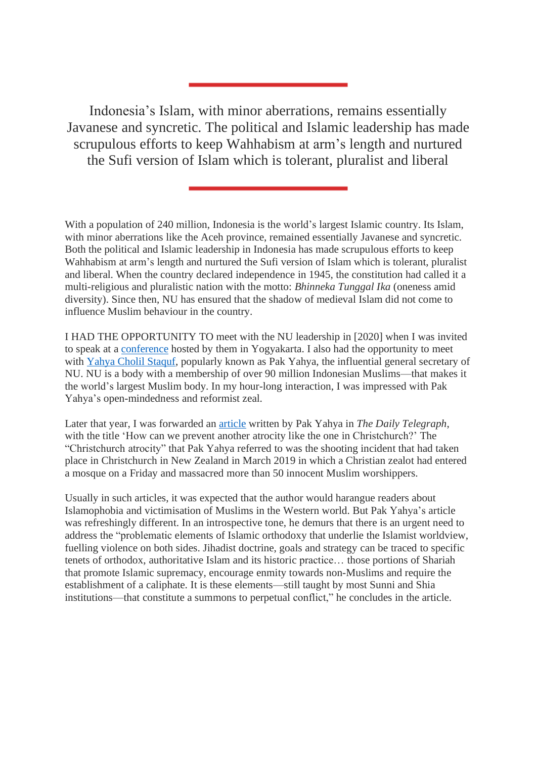---

Indonesia's Islam, with minor aberrations, remains essentially Javanese and syncretic. The political and Islamic leadership has made scrupulous efforts to keep Wahhabism at arm's length and nurtured the Sufi version of Islam which is tolerant, pluralist and liberal

---

With a population of 240 million, Indonesia is the world's largest Islamic country. Its Islam, with minor aberrations like the Aceh province, remained essentially Javanese and syncretic. Both the political and Islamic leadership in Indonesia has made scrupulous efforts to keep Wahhabism at arm's length and nurtured the Sufi version of Islam which is tolerant, pluralist and liberal. When the country declared independence in 1945, the constitution had called it a multi-religious and pluralistic nation with the motto: *Bhinneka Tunggal Ika* (oneness amid diversity). Since then, NU has ensured that the shadow of medieval Islam did not come to influence Muslim behaviour in the country.

I HAD THE OPPORTUNITY TO meet with the NU leadership in [2020] when I was invited to speak at a conference hosted by them in Yogyakarta. I also had the opportunity to meet with Yahya Cholil Staquf, popularly known as Pak Yahya, the influential general secretary of NU. NU is a body with a membership of over 90 million Indonesian Muslims—that makes it the world's largest Muslim body. In my hour-long interaction, I was impressed with Pak Yahya's open-mindedness and reformist zeal.

Later that year, I was forwarded an article written by Pak Yahya in *The Daily Telegraph*, with the title 'How can we prevent another atrocity like the one in Christchurch?' The "Christchurch atrocity" that Pak Yahya referred to was the shooting incident that had taken place in Christchurch in New Zealand in March 2019 in which a Christian zealot had entered a mosque on a Friday and massacred more than 50 innocent Muslim worshippers.

Usually in such articles, it was expected that the author would harangue readers about Islamophobia and victimisation of Muslims in the Western world. But Pak Yahya's article was refreshingly different. In an introspective tone, he demurs that there is an urgent need to address the "problematic elements of Islamic orthodoxy that underlie the Islamist worldview, fuelling violence on both sides. Jihadist doctrine, goals and strategy can be traced to specific tenets of orthodox, authoritative Islam and its historic practice… those portions of Shariah that promote Islamic supremacy, encourage enmity towards non-Muslims and require the establishment of a caliphate. It is these elements—still taught by most Sunni and Shia institutions—that constitute a summons to perpetual conflict," he concludes in the article.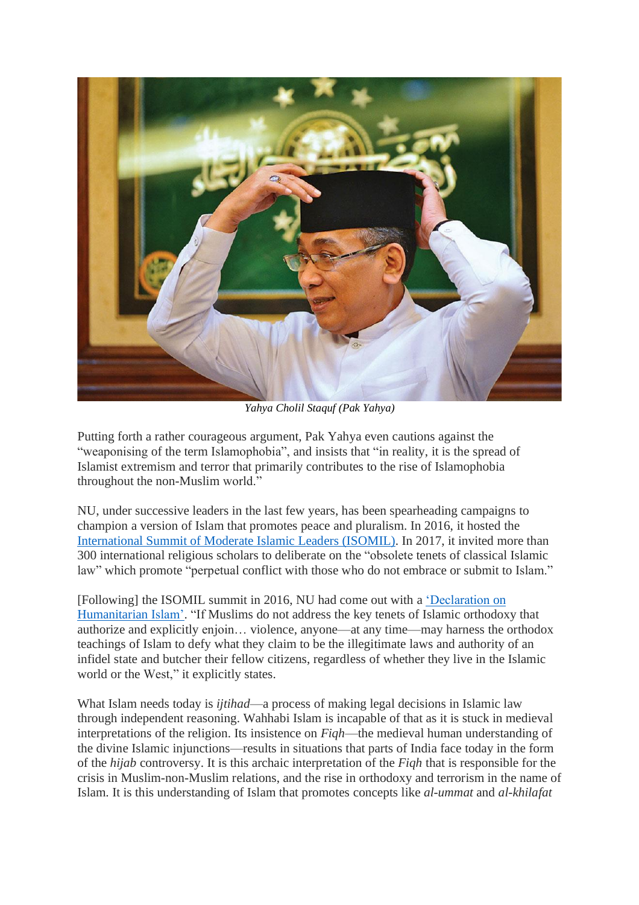*Yahya Cholil Staquf (Pak Yahya)*

Putting forth a rather courageous argument, Pak Yahya even cautions against the "weaponising of the term Islamophobia", and insists that "in reality, it is the spread of Islamist extremism and terror that primarily contributes to the rise of Islamophobia throughout the non-Muslim world."

NU, under successive leaders in the last few years, has been spearheading campaigns to champion a version of Islam that promotes peace and pluralism. In 2016, it hosted the International Summit of Moderate Islamic Leaders (ISOMIL). In 2017, it invited more than 300 international religious scholars to deliberate on the "obsolete tenets of classical Islamic law" which promote "perpetual conflict with those who do not embrace or submit to Islam."

[Following] the ISOMIL summit in 2016, NU had come out with a 'Declaration on Humanitarian Islam'. "If Muslims do not address the key tenets of Islamic orthodoxy that authorize and explicitly enjoin… violence, anyone—at any time—may harness the orthodox teachings of Islam to defy what they claim to be the illegitimate laws and authority of an infidel state and butcher their fellow citizens, regardless of whether they live in the Islamic world or the West," it explicitly states.

What Islam needs today is *ijtihad*—a process of making legal decisions in Islamic law through independent reasoning. Wahhabi Islam is incapable of that as it is stuck in medieval interpretations of the religion. Its insistence on *Fiqh*—the medieval human understanding of the divine Islamic injunctions—results in situations that parts of India face today in the form of the *hijab* controversy. It is this archaic interpretation of the *Fiqh* that is responsible for the crisis in Muslim-non-Muslim relations, and the rise in orthodoxy and terrorism in the name of Islam. It is this understanding of Islam that promotes concepts like *al-ummat* and *al-khilafat*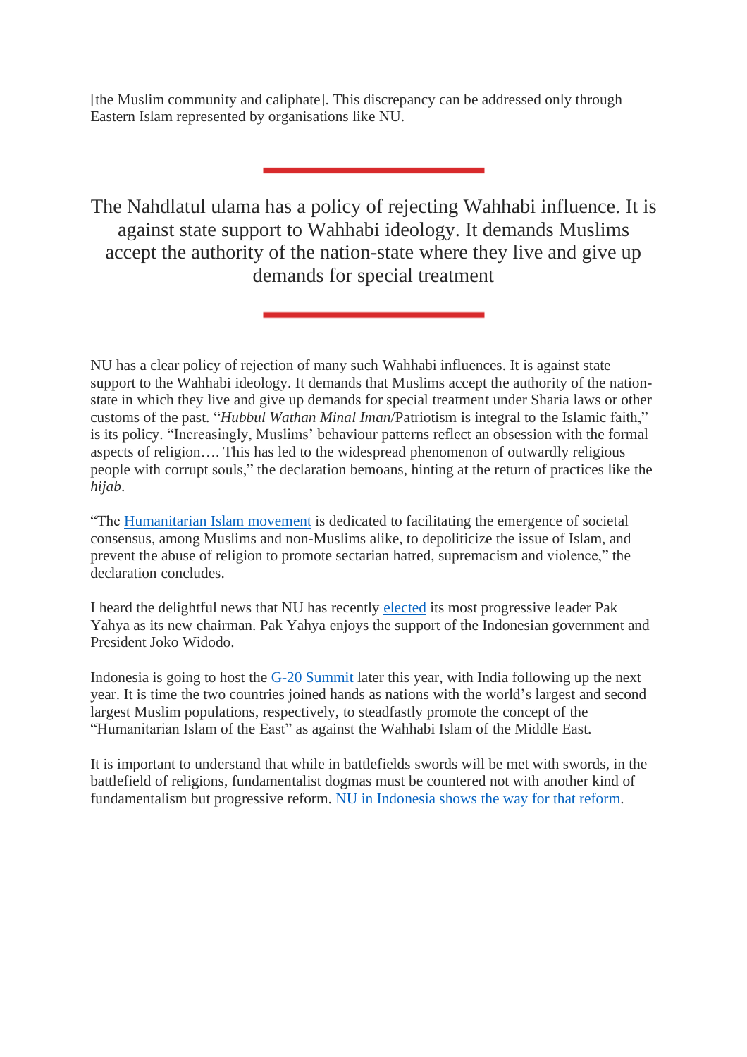[the Muslim community and caliphate]. This discrepancy can be addressed only through Eastern Islam represented by organisations like NU.

---

> The Nahdlatul ulama has a policy of rejecting Wahhabi influence. It is against state support to Wahhabi ideology. It demands Muslims accept the authority of the nation-state where they live and give up demands for special treatment

---

NU has a clear policy of rejection of many such Wahhabi influences. It is against state support to the Wahhabi ideology. It demands that Muslims accept the authority of the nation-state in which they live and give up demands for special treatment under Sharia laws or other customs of the past. "*Hubbul Wathan Minal Iman*/Patriotism is integral to the Islamic faith," is its policy. "Increasingly, Muslims' behaviour patterns reflect an obsession with the formal aspects of religion…. This has led to the widespread phenomenon of outwardly religious people with corrupt souls," the declaration bemoans, hinting at the return of practices like the *hijab*.

"The Humanitarian Islam movement is dedicated to facilitating the emergence of societal consensus, among Muslims and non-Muslims alike, to depoliticize the issue of Islam, and prevent the abuse of religion to promote sectarian hatred, supremacism and violence," the declaration concludes.

I heard the delightful news that NU has recently elected its most progressive leader Pak Yahya as its new chairman. Pak Yahya enjoys the support of the Indonesian government and President Joko Widodo.

Indonesia is going to host the G-20 Summit later this year, with India following up the next year. It is time the two countries joined hands as nations with the world's largest and second largest Muslim populations, respectively, to steadfastly promote the concept of the "Humanitarian Islam of the East" as against the Wahhabi Islam of the Middle East.

It is important to understand that while in battlefields swords will be met with swords, in the battlefield of religions, fundamentalist dogmas must be countered not with another kind of fundamentalism but progressive reform. NU in Indonesia shows the way for that reform.